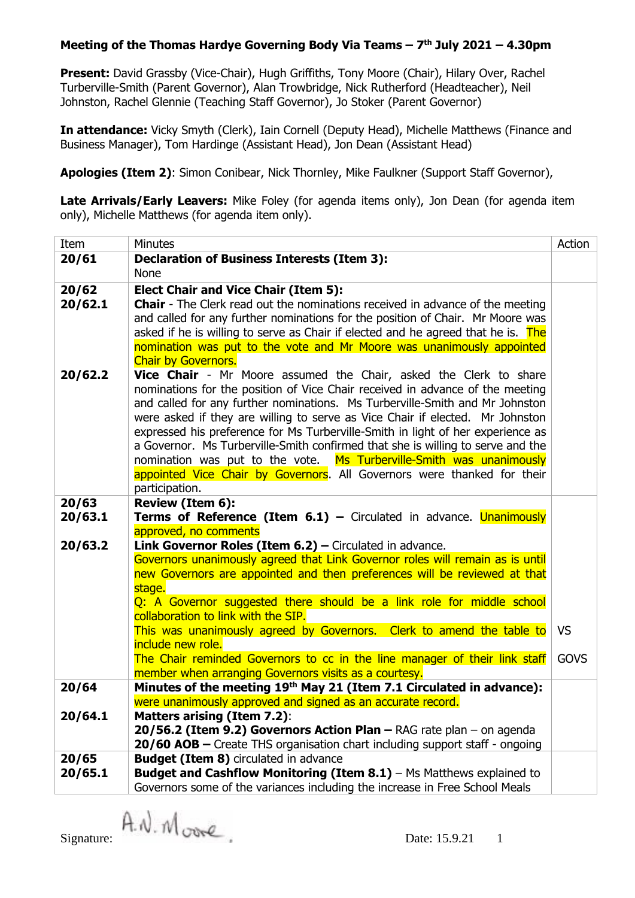**Meeting of the Thomas Hardye Governing Body Via Teams – 7th July 2021 – 4.30pm**

**Present:** David Grassby (Vice-Chair), Hugh Griffiths, Tony Moore (Chair), Hilary Over, Rachel Turberville-Smith (Parent Governor), Alan Trowbridge, Nick Rutherford (Headteacher), Neil Johnston, Rachel Glennie (Teaching Staff Governor), Jo Stoker (Parent Governor)

**In attendance:** Vicky Smyth (Clerk), Iain Cornell (Deputy Head), Michelle Matthews (Finance and Business Manager), Tom Hardinge (Assistant Head), Jon Dean (Assistant Head)

**Apologies (Item 2)**: Simon Conibear, Nick Thornley, Mike Faulkner (Support Staff Governor),

**Late Arrivals/Early Leavers:** Mike Foley (for agenda items only), Jon Dean (for agenda item only), Michelle Matthews (for agenda item only).

| Item | Minutes | Action |
|---|---|---|
| **20/61** | **Declaration of Business Interests (Item 3):** None | |
| **20/62** <br> **20/62.1** | **Elect Chair and Vice Chair (Item 5):** <br> **Chair** - The Clerk read out the nominations received in advance of the meeting and called for any further nominations for the position of Chair. Mr Moore was asked if he is willing to serve as Chair if elected and he agreed that he is. The nomination was put to the vote and Mr Moore was unanimously appointed Chair by Governors. | |
| **20/62.2** | **Vice Chair** - Mr Moore assumed the Chair, asked the Clerk to share nominations for the position of Vice Chair received in advance of the meeting and called for any further nominations. Ms Turberville-Smith and Mr Johnston were asked if they are willing to serve as Vice Chair if elected. Mr Johnston expressed his preference for Ms Turberville-Smith in light of her experience as a Governor. Ms Turberville-Smith confirmed that she is willing to serve and the nomination was put to the vote. Ms Turberville-Smith was unanimously appointed Vice Chair by Governors. All Governors were thanked for their participation. | |
| **20/63** <br> **20/63.1** | **Review (Item 6):** <br> **Terms of Reference (Item 6.1) –** Circulated in advance. Unanimously approved, no comments | |
| **20/63.2** | **Link Governor Roles (Item 6.2) –** Circulated in advance. <br> Governors unanimously agreed that Link Governor roles will remain as is until new Governors are appointed and then preferences will be reviewed at that stage. <br> Q: A Governor suggested there should be a link role for middle school collaboration to link with the SIP. <br> This was unanimously agreed by Governors. Clerk to amend the table to include new role. <br> The Chair reminded Governors to cc in the line manager of their link staff member when arranging Governors visits as a courtesy. | VS <br> GOVS |
| **20/64** | **Minutes of the meeting 19th May 21 (Item 7.1 Circulated in advance):** were unanimously approved and signed as an accurate record. | |
| **20/64.1** | **Matters arising (Item 7.2)**: <br> **20/56.2 (Item 9.2) Governors Action Plan –** RAG rate plan – on agenda <br> **20/60 AOB –** Create THS organisation chart including support staff - ongoing | |
| **20/65** <br> **20/65.1** | **Budget (Item 8)** circulated in advance <br> **Budget and Cashflow Monitoring (Item 8.1)** – Ms Matthews explained to Governors some of the variances including the increase in Free School Meals | |

Signature: A.N. Moore Date: 15.9.21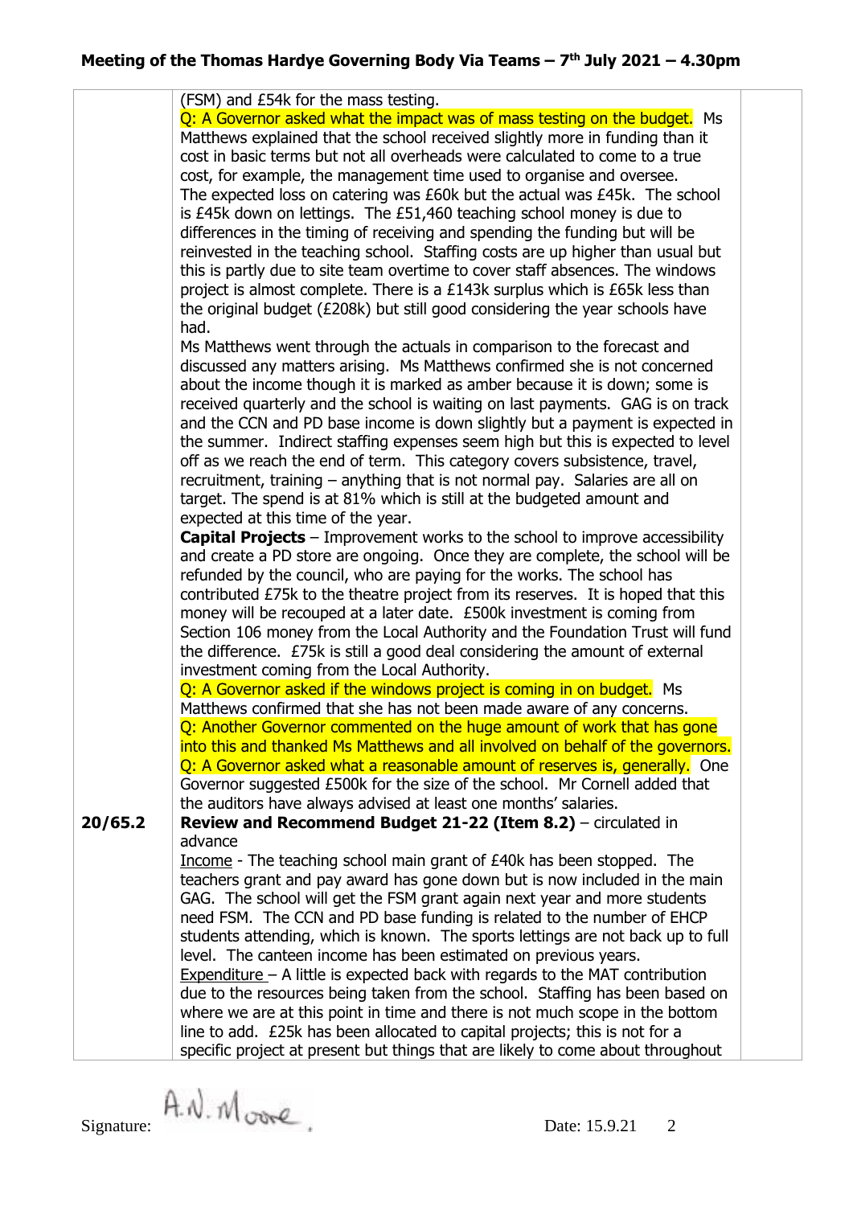| | | |
|---|---|---|
| | (FSM) and £54k for the mass testing.<br>Q: A Governor asked what the impact was of mass testing on the budget. Ms Matthews explained that the school received slightly more in funding than it cost in basic terms but not all overheads were calculated to come to a true cost, for example, the management time used to organise and oversee.<br>The expected loss on catering was £60k but the actual was £45k. The school is £45k down on lettings. The £51,460 teaching school money is due to differences in the timing of receiving and spending the funding but will be reinvested in the teaching school. Staffing costs are up higher than usual but this is partly due to site team overtime to cover staff absences. The windows project is almost complete. There is a £143k surplus which is £65k less than the original budget (£208k) but still good considering the year schools have had.<br>Ms Matthews went through the actuals in comparison to the forecast and discussed any matters arising. Ms Matthews confirmed she is not concerned about the income though it is marked as amber because it is down; some is received quarterly and the school is waiting on last payments. GAG is on track and the CCN and PD base income is down slightly but a payment is expected in the summer. Indirect staffing expenses seem high but this is expected to level off as we reach the end of term. This category covers subsistence, travel, recruitment, training – anything that is not normal pay. Salaries are all on target. The spend is at 81% which is still at the budgeted amount and expected at this time of the year.<br>**Capital Projects** – Improvement works to the school to improve accessibility and create a PD store are ongoing. Once they are complete, the school will be refunded by the council, who are paying for the works. The school has contributed £75k to the theatre project from its reserves. It is hoped that this money will be recouped at a later date. £500k investment is coming from Section 106 money from the Local Authority and the Foundation Trust will fund the difference. £75k is still a good deal considering the amount of external investment coming from the Local Authority.<br>Q: A Governor asked if the windows project is coming in on budget. Ms Matthews confirmed that she has not been made aware of any concerns.<br>Q: Another Governor commented on the huge amount of work that has gone into this and thanked Ms Matthews and all involved on behalf of the governors.<br>Q: A Governor asked what a reasonable amount of reserves is, generally. One Governor suggested £500k for the size of the school. Mr Cornell added that the auditors have always advised at least one months' salaries. | |
| **20/65.2** | **Review and Recommend Budget 21-22 (Item 8.2)** – circulated in advance<br>Income - The teaching school main grant of £40k has been stopped. The teachers grant and pay award has gone down but is now included in the main GAG. The school will get the FSM grant again next year and more students need FSM. The CCN and PD base funding is related to the number of EHCP students attending, which is known. The sports lettings are not back up to full level. The canteen income has been estimated on previous years.<br>Expenditure – A little is expected back with regards to the MAT contribution due to the resources being taken from the school. Staffing has been based on where we are at this point in time and there is not much scope in the bottom line to add. £25k has been allocated to capital projects; this is not for a specific project at present but things that are likely to come about throughout | |

Signature: A.N. Moore

Date: 15.9.21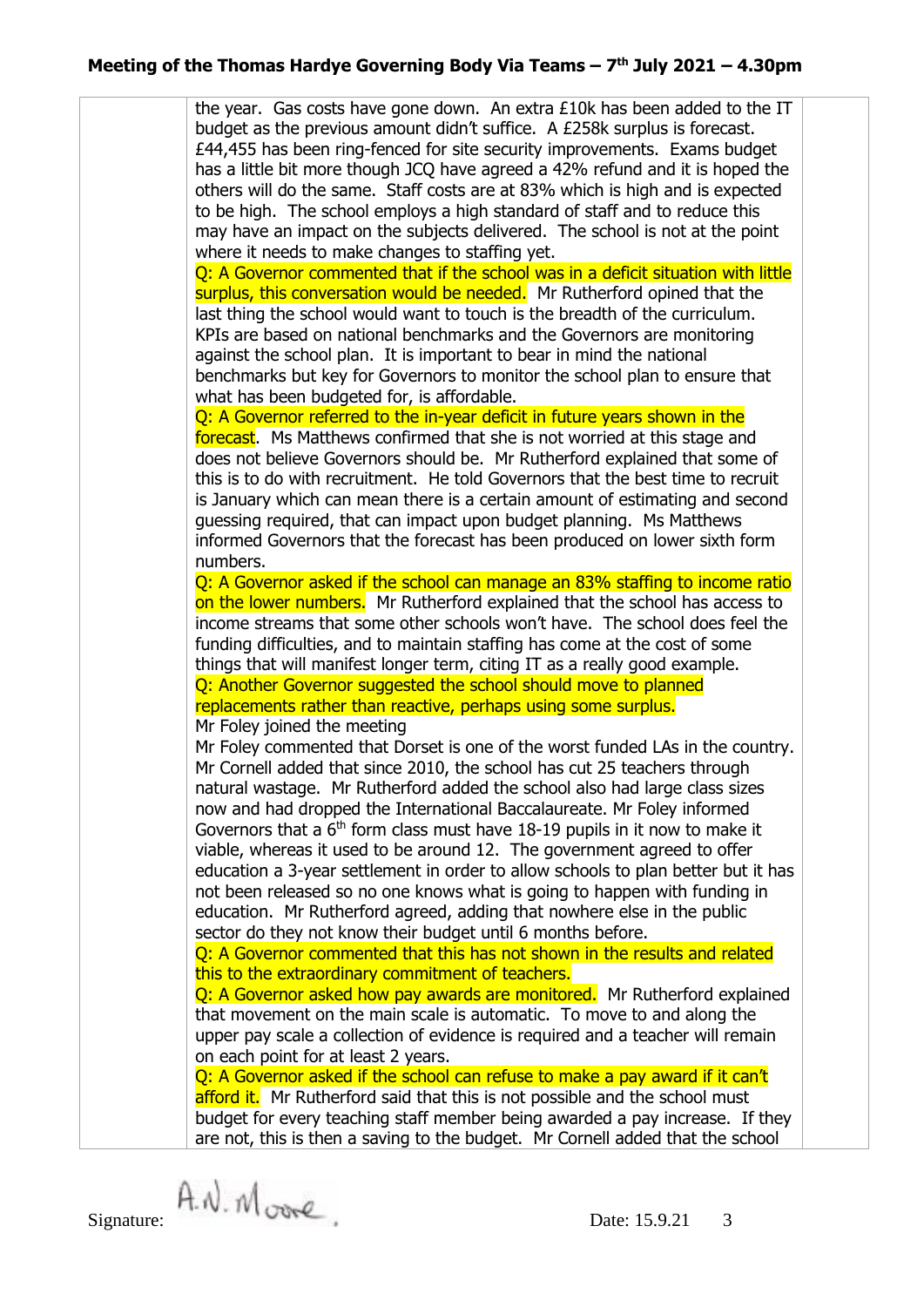the year. Gas costs have gone down. An extra £10k has been added to the IT budget as the previous amount didn't suffice. A £258k surplus is forecast. £44,455 has been ring-fenced for site security improvements. Exams budget has a little bit more though JCQ have agreed a 42% refund and it is hoped the others will do the same. Staff costs are at 83% which is high and is expected to be high. The school employs a high standard of staff and to reduce this may have an impact on the subjects delivered. The school is not at the point where it needs to make changes to staffing yet.

Q: A Governor commented that if the school was in a deficit situation with little surplus, this conversation would be needed. Mr Rutherford opined that the last thing the school would want to touch is the breadth of the curriculum. KPIs are based on national benchmarks and the Governors are monitoring against the school plan. It is important to bear in mind the national benchmarks but key for Governors to monitor the school plan to ensure that what has been budgeted for, is affordable.

Q: A Governor referred to the in-year deficit in future years shown in the forecast. Ms Matthews confirmed that she is not worried at this stage and does not believe Governors should be. Mr Rutherford explained that some of this is to do with recruitment. He told Governors that the best time to recruit is January which can mean there is a certain amount of estimating and second guessing required, that can impact upon budget planning. Ms Matthews informed Governors that the forecast has been produced on lower sixth form numbers.

Q: A Governor asked if the school can manage an 83% staffing to income ratio on the lower numbers. Mr Rutherford explained that the school has access to income streams that some other schools won't have. The school does feel the funding difficulties, and to maintain staffing has come at the cost of some things that will manifest longer term, citing IT as a really good example.

Q: Another Governor suggested the school should move to planned replacements rather than reactive, perhaps using some surplus.

Mr Foley joined the meeting

Mr Foley commented that Dorset is one of the worst funded LAs in the country. Mr Cornell added that since 2010, the school has cut 25 teachers through natural wastage. Mr Rutherford added the school also had large class sizes now and had dropped the International Baccalaureate. Mr Foley informed Governors that a 6th form class must have 18-19 pupils in it now to make it viable, whereas it used to be around 12. The government agreed to offer education a 3-year settlement in order to allow schools to plan better but it has not been released so no one knows what is going to happen with funding in education. Mr Rutherford agreed, adding that nowhere else in the public sector do they not know their budget until 6 months before.

Q: A Governor commented that this has not shown in the results and related this to the extraordinary commitment of teachers.

Q: A Governor asked how pay awards are monitored. Mr Rutherford explained that movement on the main scale is automatic. To move to and along the upper pay scale a collection of evidence is required and a teacher will remain on each point for at least 2 years.

Q: A Governor asked if the school can refuse to make a pay award if it can't afford it. Mr Rutherford said that this is not possible and the school must budget for every teaching staff member being awarded a pay increase. If they are not, this is then a saving to the budget. Mr Cornell added that the school

Signature: A.N. Moore Date: 15.9.21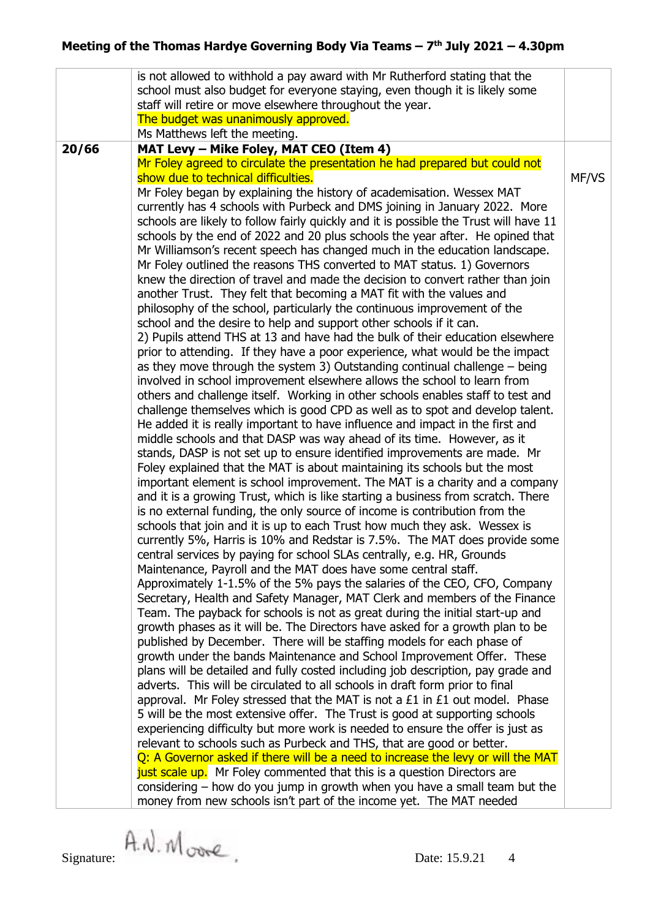# Meeting of the Thomas Hardye Governing Body Via Teams – 7th July 2021 – 4.30pm

| | | |
|---|---|---|
| | is not allowed to withhold a pay award with Mr Rutherford stating that the school must also budget for everyone staying, even though it is likely some staff will retire or move elsewhere throughout the year.<br>The budget was unanimously approved.<br>Ms Matthews left the meeting. | |
| **20/66** | **MAT Levy – Mike Foley, MAT CEO (Item 4)**<br>Mr Foley agreed to circulate the presentation he had prepared but could not show due to technical difficulties.<br>Mr Foley began by explaining the history of academisation. Wessex MAT currently has 4 schools with Purbeck and DMS joining in January 2022. More schools are likely to follow fairly quickly and it is possible the Trust will have 11 schools by the end of 2022 and 20 plus schools the year after. He opined that Mr Williamson's recent speech has changed much in the education landscape.<br>Mr Foley outlined the reasons THS converted to MAT status. 1) Governors knew the direction of travel and made the decision to convert rather than join another Trust. They felt that becoming a MAT fit with the values and philosophy of the school, particularly the continuous improvement of the school and the desire to help and support other schools if it can.<br>2) Pupils attend THS at 13 and have had the bulk of their education elsewhere prior to attending. If they have a poor experience, what would be the impact as they move through the system 3) Outstanding continual challenge – being involved in school improvement elsewhere allows the school to learn from others and challenge itself. Working in other schools enables staff to test and challenge themselves which is good CPD as well as to spot and develop talent. He added it is really important to have influence and impact in the first and middle schools and that DASP was way ahead of its time. However, as it stands, DASP is not set up to ensure identified improvements are made. Mr Foley explained that the MAT is about maintaining its schools but the most important element is school improvement. The MAT is a charity and a company and it is a growing Trust, which is like starting a business from scratch. There is no external funding, the only source of income is contribution from the schools that join and it is up to each Trust how much they ask. Wessex is currently 5%, Harris is 10% and Redstar is 7.5%. The MAT does provide some central services by paying for school SLAs centrally, e.g. HR, Grounds Maintenance, Payroll and the MAT does have some central staff.<br>Approximately 1-1.5% of the 5% pays the salaries of the CEO, CFO, Company Secretary, Health and Safety Manager, MAT Clerk and members of the Finance Team. The payback for schools is not as great during the initial start-up and growth phases as it will be. The Directors have asked for a growth plan to be published by December. There will be staffing models for each phase of growth under the bands Maintenance and School Improvement Offer. These plans will be detailed and fully costed including job description, pay grade and adverts. This will be circulated to all schools in draft form prior to final approval. Mr Foley stressed that the MAT is not a £1 in £1 out model. Phase 5 will be the most extensive offer. The Trust is good at supporting schools experiencing difficulty but more work is needed to ensure the offer is just as relevant to schools such as Purbeck and THS, that are good or better.<br>Q: A Governor asked if there will be a need to increase the levy or will the MAT just scale up. Mr Foley commented that this is a question Directors are considering – how do you jump in growth when you have a small team but the money from new schools isn't part of the income yet. The MAT needed | MF/VS |

Signature: A.N. Moore Date: 15.9.21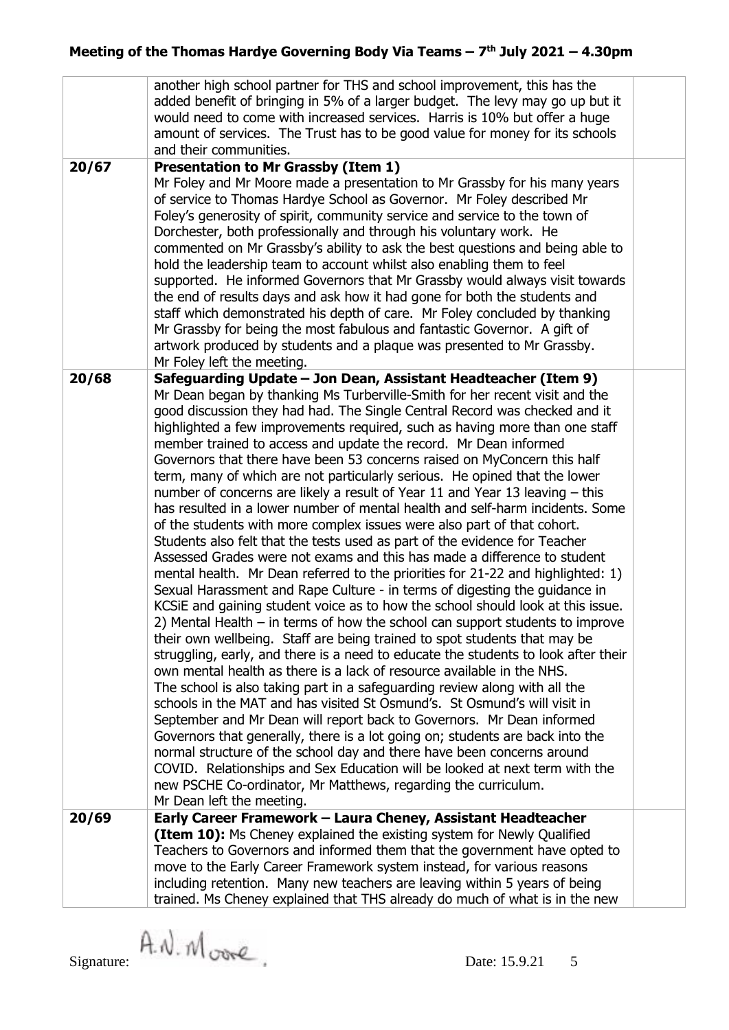| | | |
|---|---|---|
| | another high school partner for THS and school improvement, this has the added benefit of bringing in 5% of a larger budget. The levy may go up but it would need to come with increased services. Harris is 10% but offer a huge amount of services. The Trust has to be good value for money for its schools and their communities. | |
| **20/67** | **Presentation to Mr Grassby (Item 1)**<br>Mr Foley and Mr Moore made a presentation to Mr Grassby for his many years of service to Thomas Hardye School as Governor. Mr Foley described Mr Foley's generosity of spirit, community service and service to the town of Dorchester, both professionally and through his voluntary work. He commented on Mr Grassby's ability to ask the best questions and being able to hold the leadership team to account whilst also enabling them to feel supported. He informed Governors that Mr Grassby would always visit towards the end of results days and ask how it had gone for both the students and staff which demonstrated his depth of care. Mr Foley concluded by thanking Mr Grassby for being the most fabulous and fantastic Governor. A gift of artwork produced by students and a plaque was presented to Mr Grassby.<br>Mr Foley left the meeting. | |
| **20/68** | **Safeguarding Update – Jon Dean, Assistant Headteacher (Item 9)**<br>Mr Dean began by thanking Ms Turberville-Smith for her recent visit and the good discussion they had had. The Single Central Record was checked and it highlighted a few improvements required, such as having more than one staff member trained to access and update the record. Mr Dean informed Governors that there have been 53 concerns raised on MyConcern this half term, many of which are not particularly serious. He opined that the lower number of concerns are likely a result of Year 11 and Year 13 leaving – this has resulted in a lower number of mental health and self-harm incidents. Some of the students with more complex issues were also part of that cohort. Students also felt that the tests used as part of the evidence for Teacher Assessed Grades were not exams and this has made a difference to student mental health. Mr Dean referred to the priorities for 21-22 and highlighted: 1) Sexual Harassment and Rape Culture - in terms of digesting the guidance in KCSiE and gaining student voice as to how the school should look at this issue. 2) Mental Health – in terms of how the school can support students to improve their own wellbeing. Staff are being trained to spot students that may be struggling, early, and there is a need to educate the students to look after their own mental health as there is a lack of resource available in the NHS.<br>The school is also taking part in a safeguarding review along with all the schools in the MAT and has visited St Osmund's. St Osmund's will visit in September and Mr Dean will report back to Governors. Mr Dean informed Governors that generally, there is a lot going on; students are back into the normal structure of the school day and there have been concerns around COVID. Relationships and Sex Education will be looked at next term with the new PSCHE Co-ordinator, Mr Matthews, regarding the curriculum.<br>Mr Dean left the meeting. | |
| **20/69** | **Early Career Framework – Laura Cheney, Assistant Headteacher (Item 10):** Ms Cheney explained the existing system for Newly Qualified Teachers to Governors and informed them that the government have opted to move to the Early Career Framework system instead, for various reasons including retention. Many new teachers are leaving within 5 years of being trained. Ms Cheney explained that THS already do much of what is in the new | |

Signature: A.N. Moore

Date: 15.9.21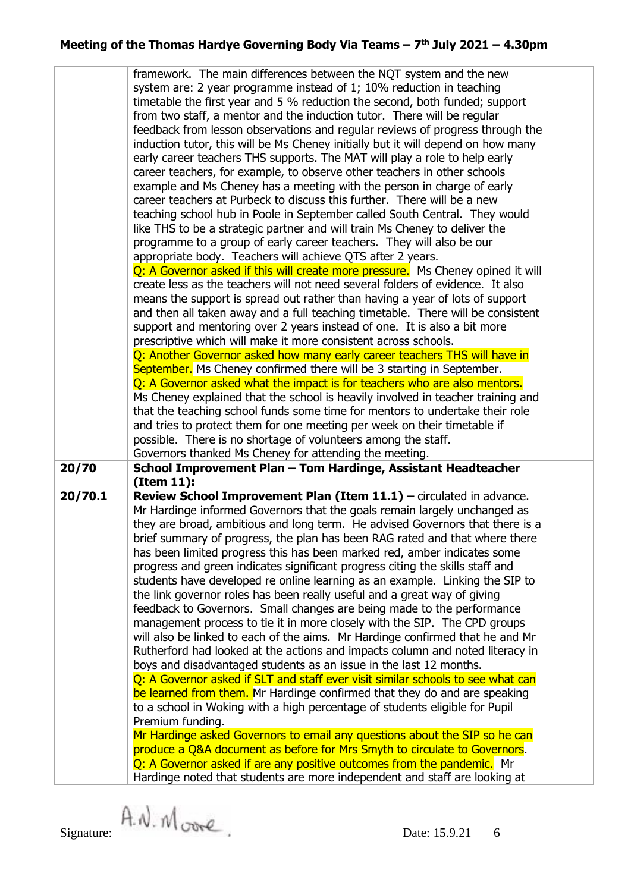## Meeting of the Thomas Hardye Governing Body Via Teams – 7th July 2021 – 4.30pm

| | | |
|---|---|---|
| | framework. The main differences between the NQT system and the new system are: 2 year programme instead of 1; 10% reduction in teaching timetable the first year and 5 % reduction the second, both funded; support from two staff, a mentor and the induction tutor. There will be regular feedback from lesson observations and regular reviews of progress through the induction tutor, this will be Ms Cheney initially but it will depend on how many early career teachers THS supports. The MAT will play a role to help early career teachers, for example, to observe other teachers in other schools example and Ms Cheney has a meeting with the person in charge of early career teachers at Purbeck to discuss this further. There will be a new teaching school hub in Poole in September called South Central. They would like THS to be a strategic partner and will train Ms Cheney to deliver the programme to a group of early career teachers. They will also be our appropriate body. Teachers will achieve QTS after 2 years.<br>Q: A Governor asked if this will create more pressure. Ms Cheney opined it will create less as the teachers will not need several folders of evidence. It also means the support is spread out rather than having a year of lots of support and then all taken away and a full teaching timetable. There will be consistent support and mentoring over 2 years instead of one. It is also a bit more prescriptive which will make it more consistent across schools.<br>Q: Another Governor asked how many early career teachers THS will have in September. Ms Cheney confirmed there will be 3 starting in September.<br>Q: A Governor asked what the impact is for teachers who are also mentors. Ms Cheney explained that the school is heavily involved in teacher training and that the teaching school funds some time for mentors to undertake their role and tries to protect them for one meeting per week on their timetable if possible. There is no shortage of volunteers among the staff.<br>Governors thanked Ms Cheney for attending the meeting. | |
| **20/70** | **School Improvement Plan – Tom Hardinge, Assistant Headteacher (Item 11):** | |
| **20/70.1** | **Review School Improvement Plan (Item 11.1) –** circulated in advance. Mr Hardinge informed Governors that the goals remain largely unchanged as they are broad, ambitious and long term. He advised Governors that there is a brief summary of progress, the plan has been RAG rated and that where there has been limited progress this has been marked red, amber indicates some progress and green indicates significant progress citing the skills staff and students have developed re online learning as an example. Linking the SIP to the link governor roles has been really useful and a great way of giving feedback to Governors. Small changes are being made to the performance management process to tie it in more closely with the SIP. The CPD groups will also be linked to each of the aims. Mr Hardinge confirmed that he and Mr Rutherford had looked at the actions and impacts column and noted literacy in boys and disadvantaged students as an issue in the last 12 months.<br>Q: A Governor asked if SLT and staff ever visit similar schools to see what can be learned from them. Mr Hardinge confirmed that they do and are speaking to a school in Woking with a high percentage of students eligible for Pupil Premium funding.<br>Mr Hardinge asked Governors to email any questions about the SIP so he can produce a Q&A document as before for Mrs Smyth to circulate to Governors.<br>Q: A Governor asked if are any positive outcomes from the pandemic. Mr Hardinge noted that students are more independent and staff are looking at | |

Signature: A.N. Moore Date: 15.9.21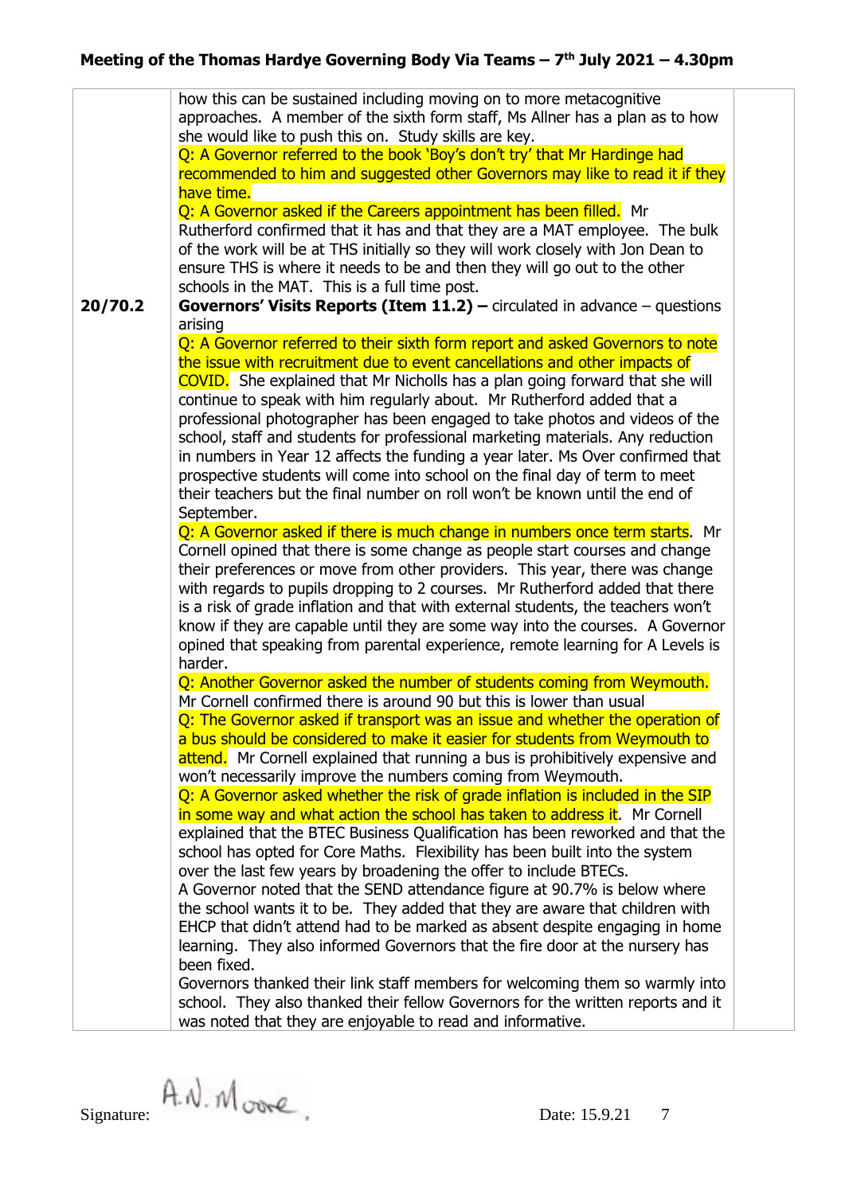## Meeting of the Thomas Hardye Governing Body Via Teams – 7th July 2021 – 4.30pm

| | | |
|---|---|---|
| | how this can be sustained including moving on to more metacognitive approaches. A member of the sixth form staff, Ms Allner has a plan as to how she would like to push this on. Study skills are key.<br>Q: A Governor referred to the book 'Boy's don't try' that Mr Hardinge had recommended to him and suggested other Governors may like to read it if they have time.<br>Q: A Governor asked if the Careers appointment has been filled. Mr Rutherford confirmed that it has and that they are a MAT employee. The bulk of the work will be at THS initially so they will work closely with Jon Dean to ensure THS is where it needs to be and then they will go out to the other schools in the MAT. This is a full time post. | |
| **20/70.2** | **Governors' Visits Reports (Item 11.2) –** circulated in advance – questions arising<br>Q: A Governor referred to their sixth form report and asked Governors to note the issue with recruitment due to event cancellations and other impacts of COVID. She explained that Mr Nicholls has a plan going forward that she will continue to speak with him regularly about. Mr Rutherford added that a professional photographer has been engaged to take photos and videos of the school, staff and students for professional marketing materials. Any reduction in numbers in Year 12 affects the funding a year later. Ms Over confirmed that prospective students will come into school on the final day of term to meet their teachers but the final number on roll won't be known until the end of September.<br>Q: A Governor asked if there is much change in numbers once term starts. Mr Cornell opined that there is some change as people start courses and change their preferences or move from other providers. This year, there was change with regards to pupils dropping to 2 courses. Mr Rutherford added that there is a risk of grade inflation and that with external students, the teachers won't know if they are capable until they are some way into the courses. A Governor opined that speaking from parental experience, remote learning for A Levels is harder.<br>Q: Another Governor asked the number of students coming from Weymouth. Mr Cornell confirmed there is around 90 but this is lower than usual<br>Q: The Governor asked if transport was an issue and whether the operation of a bus should be considered to make it easier for students from Weymouth to attend. Mr Cornell explained that running a bus is prohibitively expensive and won't necessarily improve the numbers coming from Weymouth.<br>Q: A Governor asked whether the risk of grade inflation is included in the SIP in some way and what action the school has taken to address it. Mr Cornell explained that the BTEC Business Qualification has been reworked and that the school has opted for Core Maths. Flexibility has been built into the system over the last few years by broadening the offer to include BTECs.<br>A Governor noted that the SEND attendance figure at 90.7% is below where the school wants it to be. They added that they are aware that children with EHCP that didn't attend had to be marked as absent despite engaging in home learning. They also informed Governors that the fire door at the nursery has been fixed.<br>Governors thanked their link staff members for welcoming them so warmly into school. They also thanked their fellow Governors for the written reports and it was noted that they are enjoyable to read and informative. | |

Signature: A.N. Moore Date: 15.9.21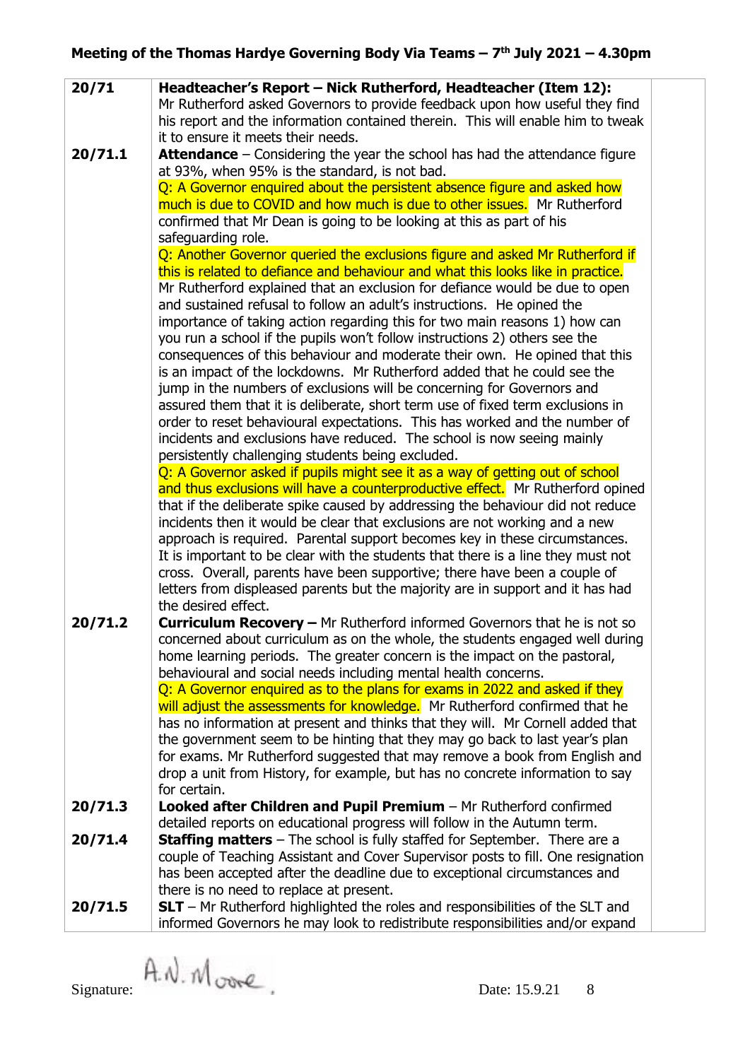## Meeting of the Thomas Hardye Governing Body Via Teams – 7th July 2021 – 4.30pm

| | | |
|---|---|---|
| **20/71** | **Headteacher's Report – Nick Rutherford, Headteacher (Item 12):** Mr Rutherford asked Governors to provide feedback upon how useful they find his report and the information contained therein. This will enable him to tweak it to ensure it meets their needs. | |
| **20/71.1** | **Attendance** – Considering the year the school has had the attendance figure at 93%, when 95% is the standard, is not bad.<br>Q: A Governor enquired about the persistent absence figure and asked how much is due to COVID and how much is due to other issues. Mr Rutherford confirmed that Mr Dean is going to be looking at this as part of his safeguarding role.<br>Q: Another Governor queried the exclusions figure and asked Mr Rutherford if this is related to defiance and behaviour and what this looks like in practice. Mr Rutherford explained that an exclusion for defiance would be due to open and sustained refusal to follow an adult's instructions. He opined the importance of taking action regarding this for two main reasons 1) how can you run a school if the pupils won't follow instructions 2) others see the consequences of this behaviour and moderate their own. He opined that this is an impact of the lockdowns. Mr Rutherford added that he could see the jump in the numbers of exclusions will be concerning for Governors and assured them that it is deliberate, short term use of fixed term exclusions in order to reset behavioural expectations. This has worked and the number of incidents and exclusions have reduced. The school is now seeing mainly persistently challenging students being excluded.<br>Q: A Governor asked if pupils might see it as a way of getting out of school and thus exclusions will have a counterproductive effect. Mr Rutherford opined that if the deliberate spike caused by addressing the behaviour did not reduce incidents then it would be clear that exclusions are not working and a new approach is required. Parental support becomes key in these circumstances. It is important to be clear with the students that there is a line they must not cross. Overall, parents have been supportive; there have been a couple of letters from displeased parents but the majority are in support and it has had the desired effect. | |
| **20/71.2** | **Curriculum Recovery –** Mr Rutherford informed Governors that he is not so concerned about curriculum as on the whole, the students engaged well during home learning periods. The greater concern is the impact on the pastoral, behavioural and social needs including mental health concerns.<br>Q: A Governor enquired as to the plans for exams in 2022 and asked if they will adjust the assessments for knowledge. Mr Rutherford confirmed that he has no information at present and thinks that they will. Mr Cornell added that the government seem to be hinting that they may go back to last year's plan for exams. Mr Rutherford suggested that may remove a book from English and drop a unit from History, for example, but has no concrete information to say for certain. | |
| **20/71.3** | **Looked after Children and Pupil Premium** – Mr Rutherford confirmed detailed reports on educational progress will follow in the Autumn term. | |
| **20/71.4** | **Staffing matters** – The school is fully staffed for September. There are a couple of Teaching Assistant and Cover Supervisor posts to fill. One resignation has been accepted after the deadline due to exceptional circumstances and there is no need to replace at present. | |
| **20/71.5** | **SLT** – Mr Rutherford highlighted the roles and responsibilities of the SLT and informed Governors he may look to redistribute responsibilities and/or expand | |

Signature: A.N. Moore Date: 15.9.21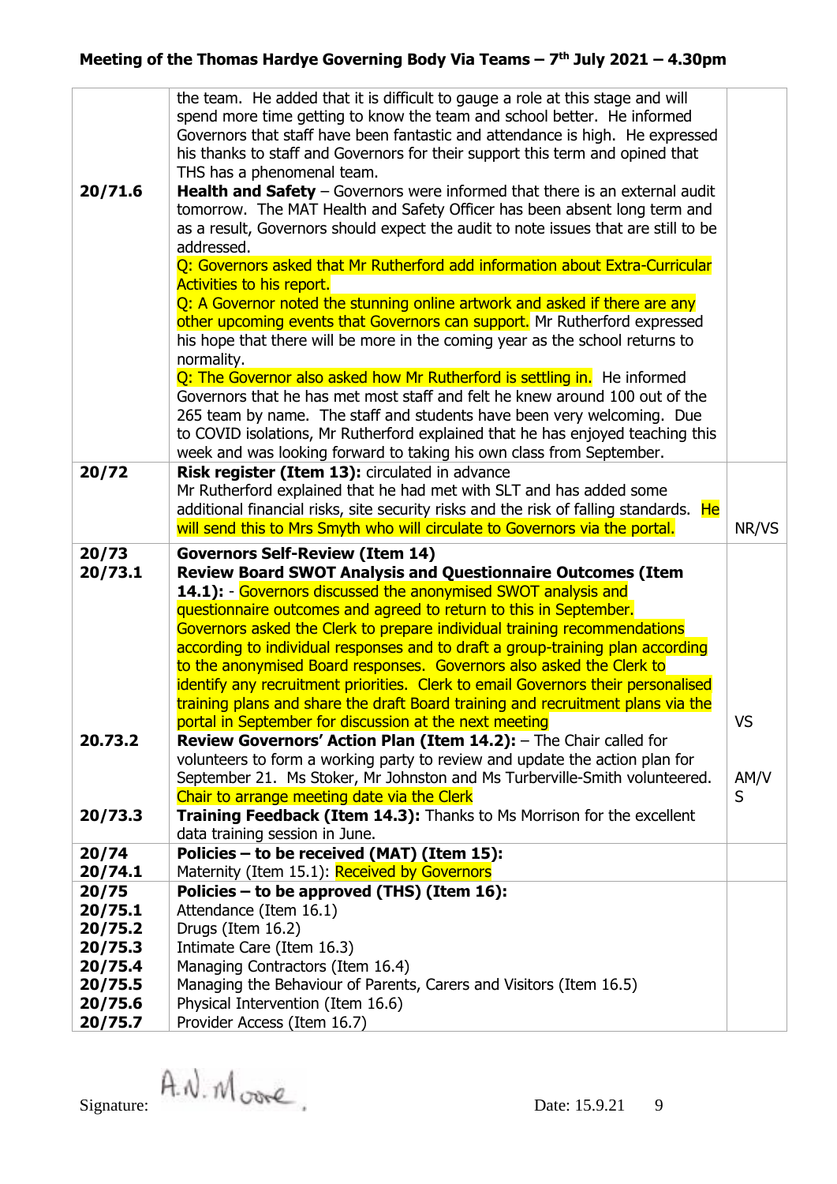**Meeting of the Thomas Hardye Governing Body Via Teams – 7th July 2021 – 4.30pm**

| | | |
|---|---|---|
| | the team. He added that it is difficult to gauge a role at this stage and will spend more time getting to know the team and school better. He informed Governors that staff have been fantastic and attendance is high. He expressed his thanks to staff and Governors for their support this term and opined that THS has a phenomenal team. | |
| **20/71.6** | **Health and Safety** – Governors were informed that there is an external audit tomorrow. The MAT Health and Safety Officer has been absent long term and as a result, Governors should expect the audit to note issues that are still to be addressed.<br>Q: Governors asked that Mr Rutherford add information about Extra-Curricular Activities to his report.<br>Q: A Governor noted the stunning online artwork and asked if there are any other upcoming events that Governors can support. Mr Rutherford expressed his hope that there will be more in the coming year as the school returns to normality.<br>Q: The Governor also asked how Mr Rutherford is settling in. He informed Governors that he has met most staff and felt he knew around 100 out of the 265 team by name. The staff and students have been very welcoming. Due to COVID isolations, Mr Rutherford explained that he has enjoyed teaching this week and was looking forward to taking his own class from September. | |
| **20/72** | **Risk register (Item 13):** circulated in advance<br>Mr Rutherford explained that he had met with SLT and has added some additional financial risks, site security risks and the risk of falling standards. He will send this to Mrs Smyth who will circulate to Governors via the portal. | NR/VS |
| **20/73**<br>**20/73.1** | **Governors Self-Review (Item 14)**<br>**Review Board SWOT Analysis and Questionnaire Outcomes (Item 14.1):** - Governors discussed the anonymised SWOT analysis and questionnaire outcomes and agreed to return to this in September. Governors asked the Clerk to prepare individual training recommendations according to individual responses and to draft a group-training plan according to the anonymised Board responses. Governors also asked the Clerk to identify any recruitment priorities. Clerk to email Governors their personalised training plans and share the draft Board training and recruitment plans via the portal in September for discussion at the next meeting | VS |
| **20.73.2** | **Review Governors' Action Plan (Item 14.2):** – The Chair called for volunteers to form a working party to review and update the action plan for September 21. Ms Stoker, Mr Johnston and Ms Turberville-Smith volunteered. Chair to arrange meeting date via the Clerk | AM/VS |
| **20/73.3** | **Training Feedback (Item 14.3):** Thanks to Ms Morrison for the excellent data training session in June. | |
| **20/74**<br>**20/74.1** | **Policies – to be received (MAT) (Item 15):**<br>Maternity (Item 15.1): Received by Governors | |
| **20/75**<br>**20/75.1**<br>**20/75.2**<br>**20/75.3**<br>**20/75.4**<br>**20/75.5**<br>**20/75.6**<br>**20/75.7** | **Policies – to be approved (THS) (Item 16):**<br>Attendance (Item 16.1)<br>Drugs (Item 16.2)<br>Intimate Care (Item 16.3)<br>Managing Contractors (Item 16.4)<br>Managing the Behaviour of Parents, Carers and Visitors (Item 16.5)<br>Physical Intervention (Item 16.6)<br>Provider Access (Item 16.7) | |

Signature: A.N. Moore Date: 15.9.21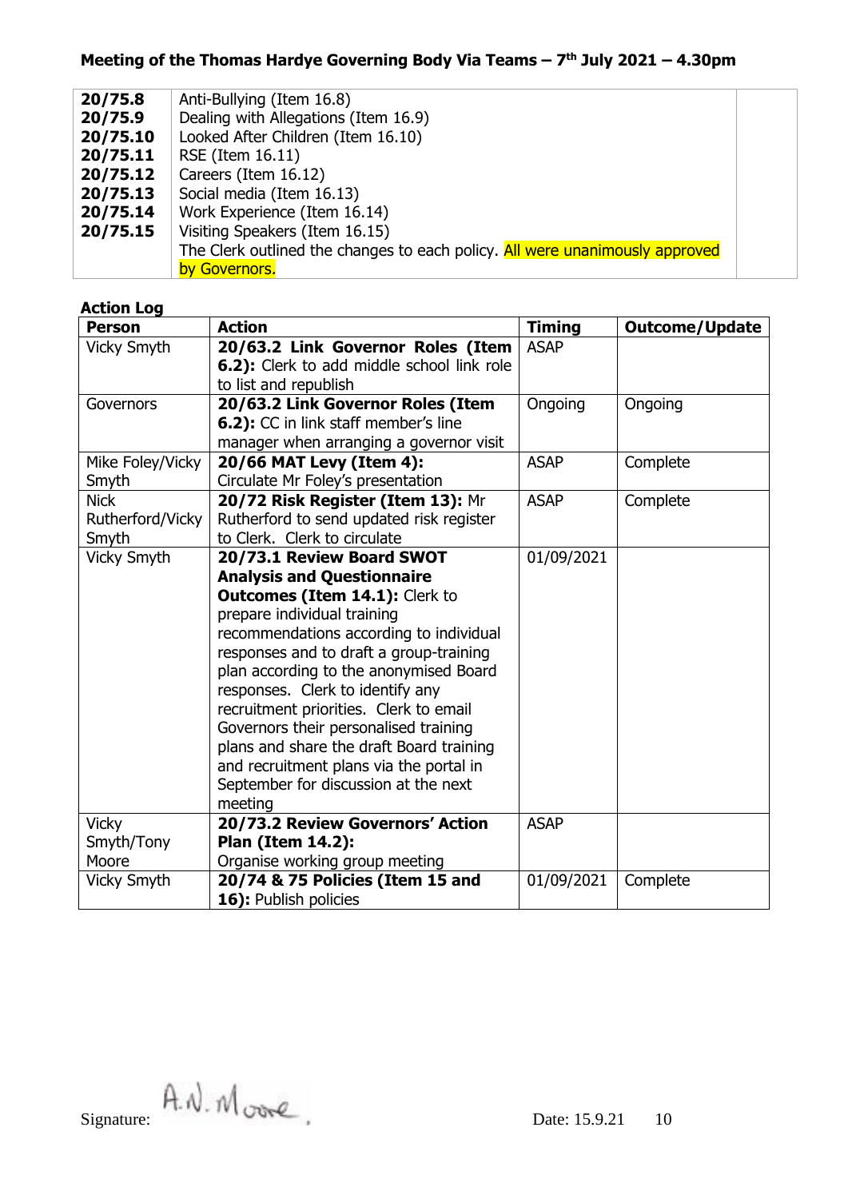## Meeting of the Thomas Hardye Governing Body Via Teams – 7th July 2021 – 4.30pm

| | | |
|---|---|---|
| **20/75.8** | Anti-Bullying (Item 16.8) | |
| **20/75.9** | Dealing with Allegations (Item 16.9) | |
| **20/75.10** | Looked After Children (Item 16.10) | |
| **20/75.11** | RSE (Item 16.11) | |
| **20/75.12** | Careers (Item 16.12) | |
| **20/75.13** | Social media (Item 16.13) | |
| **20/75.14** | Work Experience (Item 16.14) | |
| **20/75.15** | Visiting Speakers (Item 16.15)<br>The Clerk outlined the changes to each policy. All were unanimously approved by Governors. | |

**Action Log**

| Person | Action | Timing | Outcome/Update |
|---|---|---|---|
| Vicky Smyth | **20/63.2 Link Governor Roles (Item 6.2):** Clerk to add middle school link role to list and republish | ASAP | |
| Governors | **20/63.2 Link Governor Roles (Item 6.2):** CC in link staff member's line manager when arranging a governor visit | Ongoing | Ongoing |
| Mike Foley/Vicky Smyth | **20/66 MAT Levy (Item 4):** Circulate Mr Foley's presentation | ASAP | Complete |
| Nick Rutherford/Vicky Smyth | **20/72 Risk Register (Item 13):** Mr Rutherford to send updated risk register to Clerk. Clerk to circulate | ASAP | Complete |
| Vicky Smyth | **20/73.1 Review Board SWOT Analysis and Questionnaire Outcomes (Item 14.1):** Clerk to prepare individual training recommendations according to individual responses and to draft a group-training plan according to the anonymised Board responses. Clerk to identify any recruitment priorities. Clerk to email Governors their personalised training plans and share the draft Board training and recruitment plans via the portal in September for discussion at the next meeting | 01/09/2021 | |
| Vicky Smyth/Tony Moore | **20/73.2 Review Governors' Action Plan (Item 14.2):** Organise working group meeting | ASAP | |
| Vicky Smyth | **20/74 & 75 Policies (Item 15 and 16):** Publish policies | 01/09/2021 | Complete |

Signature: A.N. Moore    Date: 15.9.21